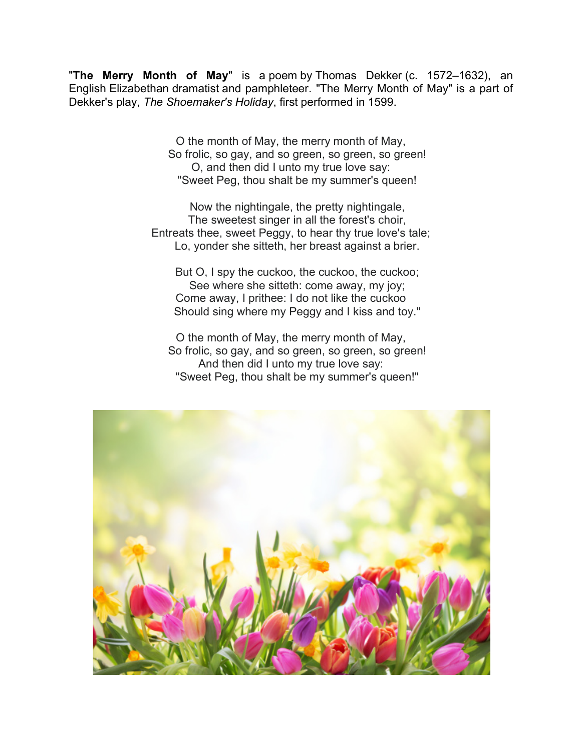"**The Merry Month of May**" is a poem by Thomas Dekker (c. 1572–1632), an English Elizabethan dramatist and pamphleteer. "The Merry Month of May" is a part of Dekker's play, *The Shoemaker's Holiday*, first performed in 1599.

O the month of May, the merry month of May,
So frolic, so gay, and so green, so green, so green!
O, and then did I unto my true love say:
"Sweet Peg, thou shalt be my summer's queen!

Now the nightingale, the pretty nightingale,
The sweetest singer in all the forest's choir,
Entreats thee, sweet Peggy, to hear thy true love's tale;
Lo, yonder she sitteth, her breast against a brier.

But O, I spy the cuckoo, the cuckoo, the cuckoo;
See where she sitteth: come away, my joy;
Come away, I prithee: I do not like the cuckoo
Should sing where my Peggy and I kiss and toy."

O the month of May, the merry month of May,
So frolic, so gay, and so green, so green, so green!
And then did I unto my true love say:
"Sweet Peg, thou shalt be my summer's queen!"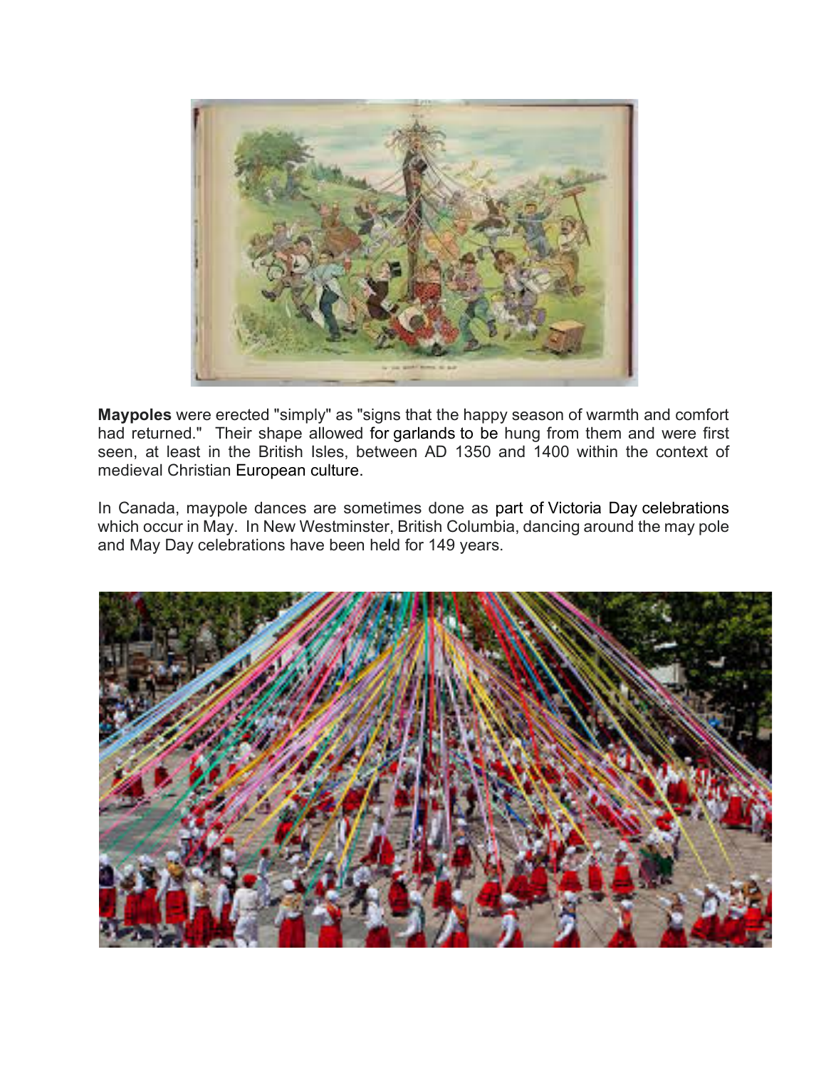**Maypoles** were erected "simply" as "signs that the happy season of warmth and comfort had returned." Their shape allowed for garlands to be hung from them and were first seen, at least in the British Isles, between AD 1350 and 1400 within the context of medieval Christian European culture.

In Canada, maypole dances are sometimes done as part of Victoria Day celebrations which occur in May. In New Westminster, British Columbia, dancing around the may pole and May Day celebrations have been held for 149 years.